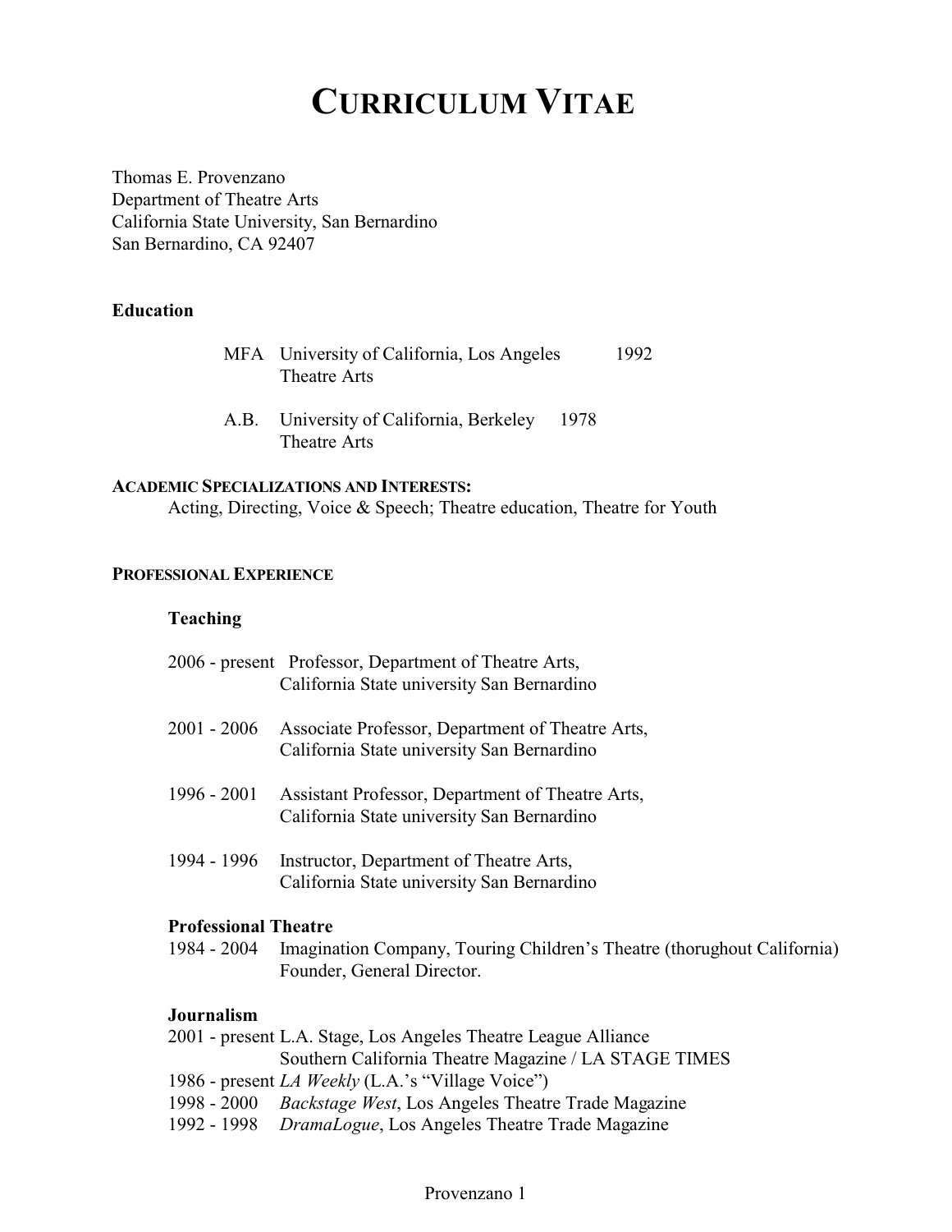# CURRICULUM VITAE

Thomas E. Provenzano
Department of Theatre Arts
California State University, San Bernardino
San Bernardino, CA 92407

**Education**

MFA University of California, Los Angeles 1992
Theatre Arts

A.B. University of California, Berkeley 1978
Theatre Arts

**ACADEMIC SPECIALIZATIONS AND INTERESTS:**
Acting, Directing, Voice & Speech; Theatre education, Theatre for Youth

**PROFESSIONAL EXPERIENCE**

**Teaching**

2006 - present Professor, Department of Theatre Arts,
California State university San Bernardino

2001 - 2006 Associate Professor, Department of Theatre Arts,
California State university San Bernardino

1996 - 2001 Assistant Professor, Department of Theatre Arts,
California State university San Bernardino

1994 - 1996 Instructor, Department of Theatre Arts,
California State university San Bernardino

**Professional Theatre**

1984 - 2004 Imagination Company, Touring Children's Theatre (thorughout California)
Founder, General Director.

**Journalism**

2001 - present L.A. Stage, Los Angeles Theatre League Alliance
Southern California Theatre Magazine / LA STAGE TIMES
1986 - present *LA Weekly* (L.A.'s "Village Voice")
1998 - 2000 *Backstage West*, Los Angeles Theatre Trade Magazine
1992 - 1998 *DramaLogue*, Los Angeles Theatre Trade Magazine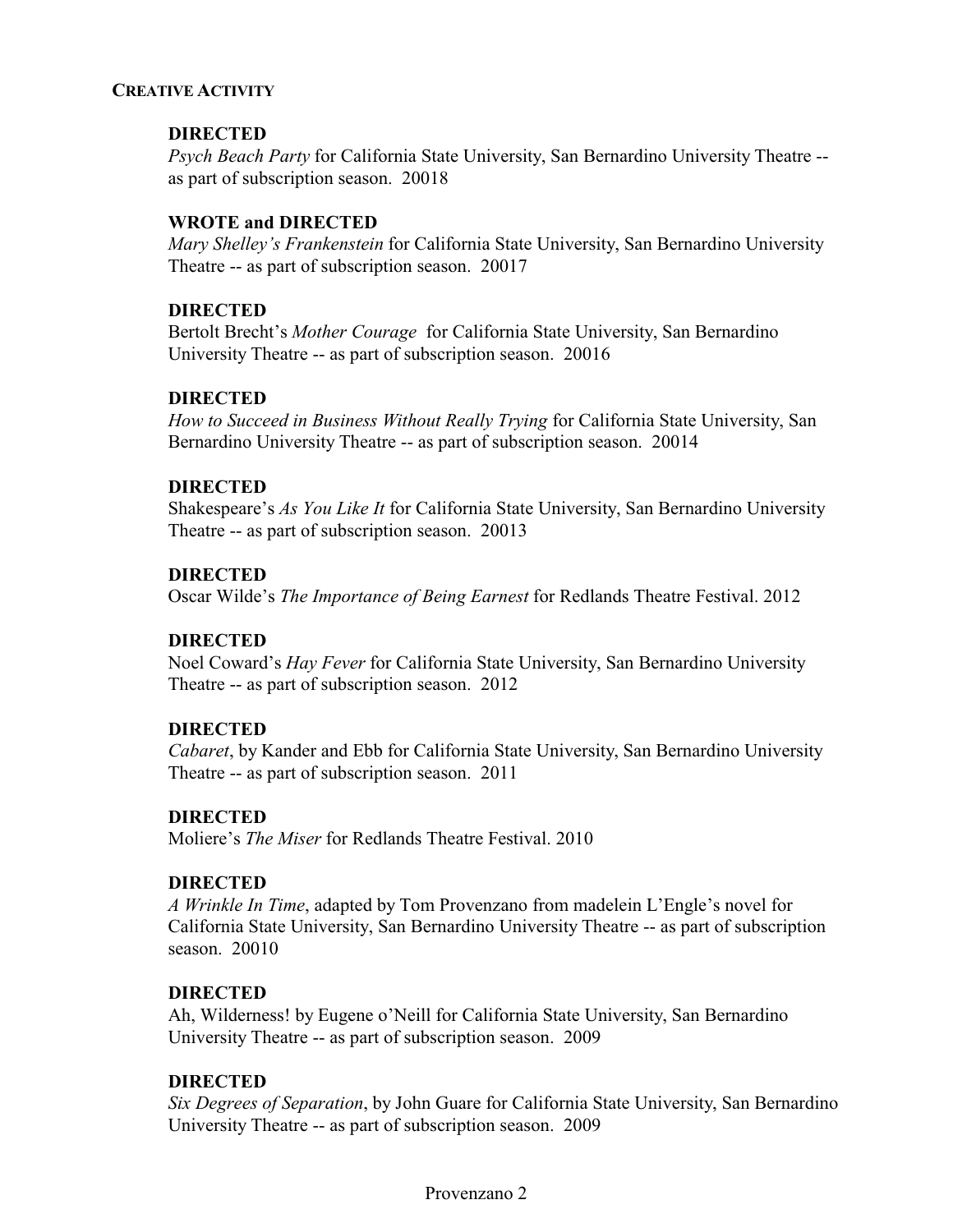## CREATIVE ACTIVITY

**DIRECTED**
*Psych Beach Party* for California State University, San Bernardino University Theatre -- as part of subscription season. 20018

**WROTE and DIRECTED**
*Mary Shelley's Frankenstein* for California State University, San Bernardino University Theatre -- as part of subscription season. 20017

**DIRECTED**
Bertolt Brecht's *Mother Courage* for California State University, San Bernardino University Theatre -- as part of subscription season. 20016

**DIRECTED**
*How to Succeed in Business Without Really Trying* for California State University, San Bernardino University Theatre -- as part of subscription season. 20014

**DIRECTED**
Shakespeare's *As You Like It* for California State University, San Bernardino University Theatre -- as part of subscription season. 20013

**DIRECTED**
Oscar Wilde's *The Importance of Being Earnest* for Redlands Theatre Festival. 2012

**DIRECTED**
Noel Coward's *Hay Fever* for California State University, San Bernardino University Theatre -- as part of subscription season. 2012

**DIRECTED**
*Cabaret*, by Kander and Ebb for California State University, San Bernardino University Theatre -- as part of subscription season. 2011

**DIRECTED**
Moliere's *The Miser* for Redlands Theatre Festival. 2010

**DIRECTED**
*A Wrinkle In Time*, adapted by Tom Provenzano from madelein L'Engle's novel for California State University, San Bernardino University Theatre -- as part of subscription season. 20010

**DIRECTED**
Ah, Wilderness! by Eugene o'Neill for California State University, San Bernardino University Theatre -- as part of subscription season. 2009

**DIRECTED**
*Six Degrees of Separation*, by John Guare for California State University, San Bernardino University Theatre -- as part of subscription season. 2009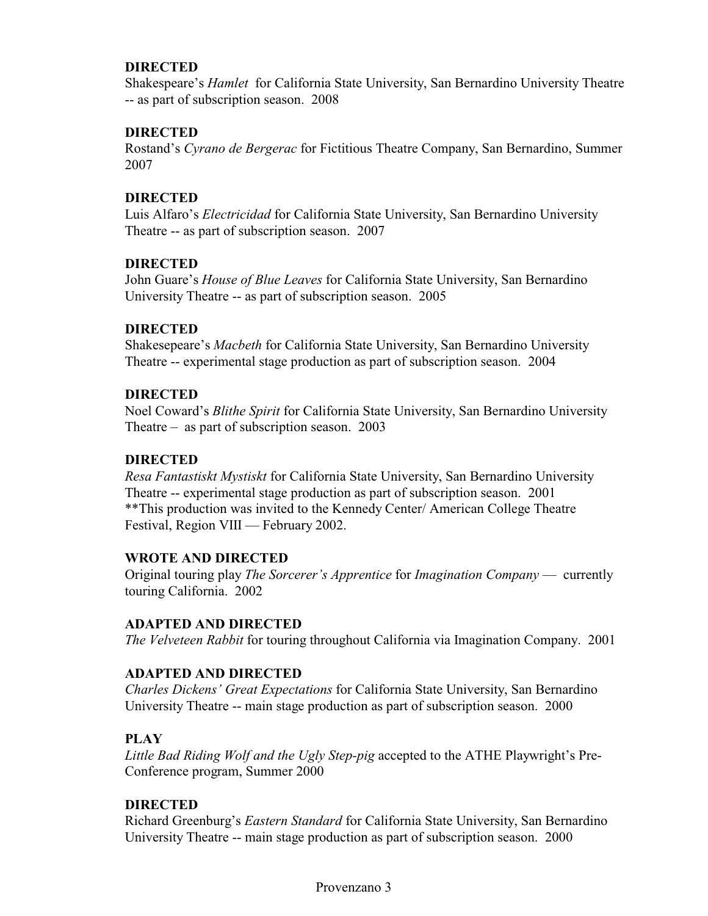**DIRECTED**
Shakespeare's *Hamlet* for California State University, San Bernardino University Theatre -- as part of subscription season. 2008

**DIRECTED**
Rostand's *Cyrano de Bergerac* for Fictitious Theatre Company, San Bernardino, Summer 2007

**DIRECTED**
Luis Alfaro's *Electricidad* for California State University, San Bernardino University Theatre -- as part of subscription season. 2007

**DIRECTED**
John Guare's *House of Blue Leaves* for California State University, San Bernardino University Theatre -- as part of subscription season. 2005

**DIRECTED**
Shakesepeare's *Macbeth* for California State University, San Bernardino University Theatre -- experimental stage production as part of subscription season. 2004

**DIRECTED**
Noel Coward's *Blithe Spirit* for California State University, San Bernardino University Theatre – as part of subscription season. 2003

**DIRECTED**
*Resa Fantastiskt Mystiskt* for California State University, San Bernardino University Theatre -- experimental stage production as part of subscription season. 2001
**This production was invited to the Kennedy Center/ American College Theatre Festival, Region VIII — February 2002.

**WROTE AND DIRECTED**
Original touring play *The Sorcerer's Apprentice* for *Imagination Company* — currently touring California. 2002

**ADAPTED AND DIRECTED**
*The Velveteen Rabbit* for touring throughout California via Imagination Company. 2001

**ADAPTED AND DIRECTED**
*Charles Dickens' Great Expectations* for California State University, San Bernardino University Theatre -- main stage production as part of subscription season. 2000

**PLAY**
*Little Bad Riding Wolf and the Ugly Step-pig* accepted to the ATHE Playwright's Pre-Conference program, Summer 2000

**DIRECTED**
Richard Greenburg's *Eastern Standard* for California State University, San Bernardino University Theatre -- main stage production as part of subscription season. 2000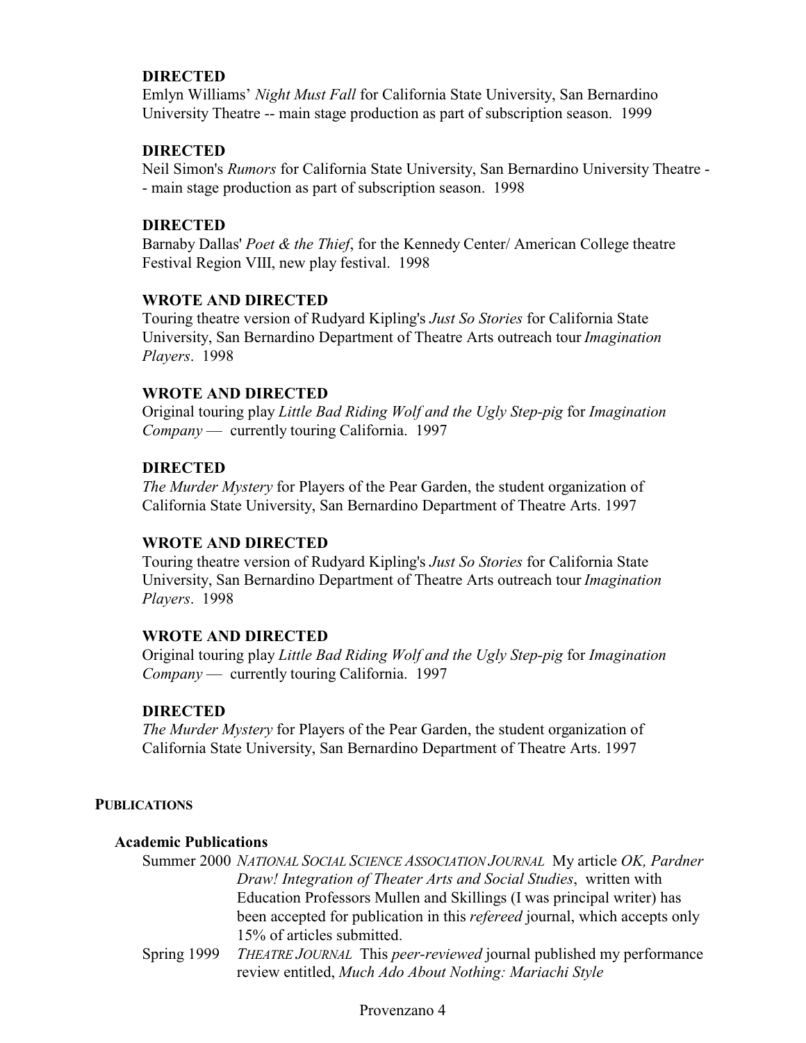**DIRECTED**
Emlyn Williams' *Night Must Fall* for California State University, San Bernardino University Theatre -- main stage production as part of subscription season. 1999

**DIRECTED**
Neil Simon's *Rumors* for California State University, San Bernardino University Theatre -- main stage production as part of subscription season. 1998

**DIRECTED**
Barnaby Dallas' *Poet & the Thief*, for the Kennedy Center/ American College theatre Festival Region VIII, new play festival. 1998

**WROTE AND DIRECTED**
Touring theatre version of Rudyard Kipling's *Just So Stories* for California State University, San Bernardino Department of Theatre Arts outreach tour *Imagination Players*. 1998

**WROTE AND DIRECTED**
Original touring play *Little Bad Riding Wolf and the Ugly Step-pig* for *Imagination Company* — currently touring California. 1997

**DIRECTED**
*The Murder Mystery* for Players of the Pear Garden, the student organization of California State University, San Bernardino Department of Theatre Arts. 1997

**WROTE AND DIRECTED**
Touring theatre version of Rudyard Kipling's *Just So Stories* for California State University, San Bernardino Department of Theatre Arts outreach tour *Imagination Players*. 1998

**WROTE AND DIRECTED**
Original touring play *Little Bad Riding Wolf and the Ugly Step-pig* for *Imagination Company* — currently touring California. 1997

**DIRECTED**
*The Murder Mystery* for Players of the Pear Garden, the student organization of California State University, San Bernardino Department of Theatre Arts. 1997

## PUBLICATIONS

### Academic Publications

Summer 2000 *NATIONAL SOCIAL SCIENCE ASSOCIATION JOURNAL* My article *OK, Pardner Draw! Integration of Theater Arts and Social Studies*, written with Education Professors Mullen and Skillings (I was principal writer) has been accepted for publication in this *refereed* journal, which accepts only 15% of articles submitted.

Spring 1999 *THEATRE JOURNAL* This *peer-reviewed* journal published my performance review entitled, *Much Ado About Nothing: Mariachi Style*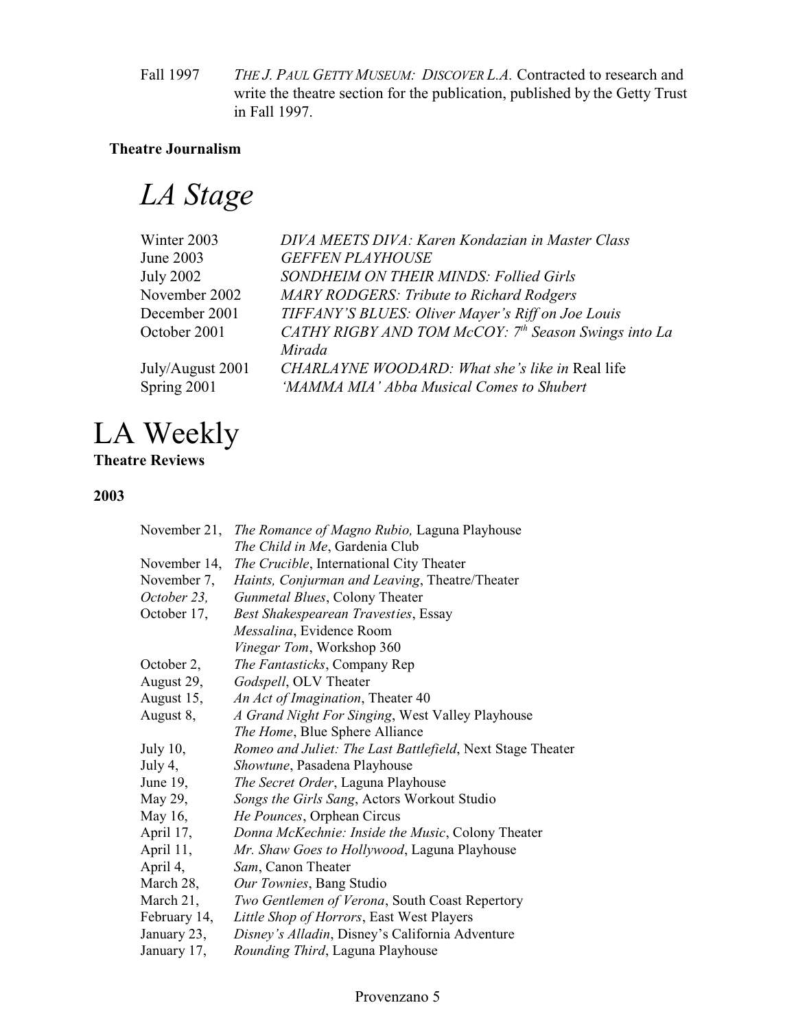Fall 1997 — *THE J. PAUL GETTY MUSEUM: DISCOVER L.A.* Contracted to research and write the theatre section for the publication, published by the Getty Trust in Fall 1997.

**Theatre Journalism**

# *LA Stage*

| | |
|---|---|
| Winter 2003 | *DIVA MEETS DIVA: Karen Kondazian in Master Class* |
| June 2003 | *GEFFEN PLAYHOUSE* |
| July 2002 | *SONDHEIM ON THEIR MINDS: Follied Girls* |
| November 2002 | *MARY RODGERS: Tribute to Richard Rodgers* |
| December 2001 | *TIFFANY'S BLUES: Oliver Mayer's Riff on Joe Louis* |
| October 2001 | *CATHY RIGBY AND TOM McCOY: 7th Season Swings into La Mirada* |
| July/August 2001 | *CHARLAYNE WOODARD: What she's like in* Real life |
| Spring 2001 | *'MAMMA MIA' Abba Musical Comes to Shubert* |

# LA Weekly

**Theatre Reviews**

**2003**

| | |
|---|---|
| November 21, | *The Romance of Magno Rubio,* Laguna Playhouse |
| | *The Child in Me*, Gardenia Club |
| November 14, | *The Crucible*, International City Theater |
| November 7, | *Haints, Conjurman and Leaving*, Theatre/Theater |
| *October 23,* | *Gunmetal Blues*, Colony Theater |
| October 17, | *Best Shakespearean Travesties*, Essay |
| | *Messalina*, Evidence Room |
| | *Vinegar Tom*, Workshop 360 |
| October 2, | *The Fantasticks*, Company Rep |
| August 29, | *Godspell*, OLV Theater |
| August 15, | *An Act of Imagination*, Theater 40 |
| August 8, | *A Grand Night For Singing*, West Valley Playhouse |
| | *The Home*, Blue Sphere Alliance |
| July 10, | *Romeo and Juliet: The Last Battlefield*, Next Stage Theater |
| July 4, | *Showtune*, Pasadena Playhouse |
| June 19, | *The Secret Order*, Laguna Playhouse |
| May 29, | *Songs the Girls Sang*, Actors Workout Studio |
| May 16, | *He Pounces*, Orphean Circus |
| April 17, | *Donna McKechnie: Inside the Music*, Colony Theater |
| April 11, | *Mr. Shaw Goes to Hollywood*, Laguna Playhouse |
| April 4, | *Sam*, Canon Theater |
| March 28, | *Our Townies*, Bang Studio |
| March 21, | *Two Gentlemen of Verona*, South Coast Repertory |
| February 14, | *Little Shop of Horrors*, East West Players |
| January 23, | *Disney's Alladin*, Disney's California Adventure |
| January 17, | *Rounding Third*, Laguna Playhouse |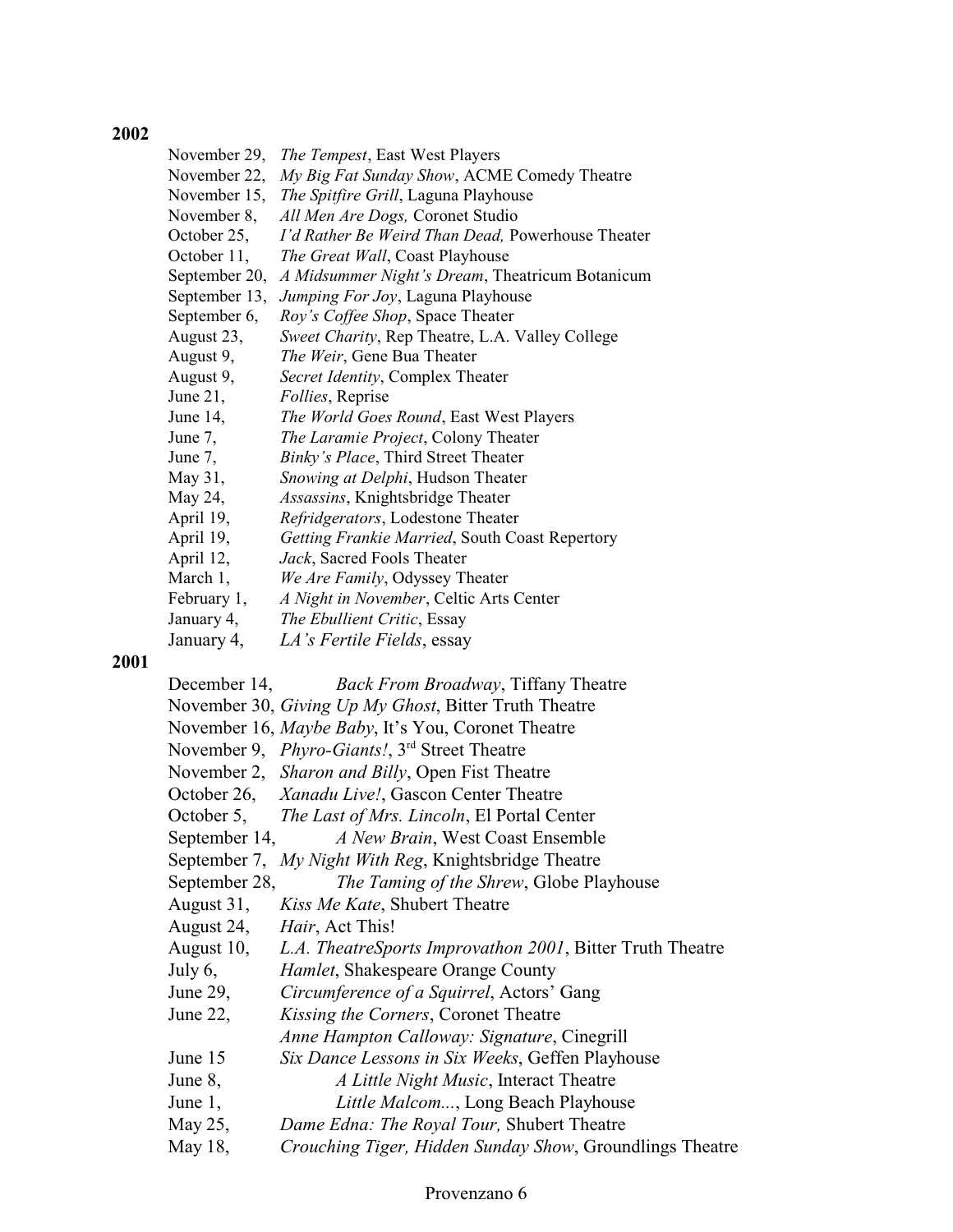**2002**

November 29, *The Tempest*, East West Players
November 22, *My Big Fat Sunday Show*, ACME Comedy Theatre
November 15, *The Spitfire Grill*, Laguna Playhouse
November 8, *All Men Are Dogs,* Coronet Studio
October 25, *I'd Rather Be Weird Than Dead,* Powerhouse Theater
October 11, *The Great Wall*, Coast Playhouse
September 20, *A Midsummer Night's Dream*, Theatricum Botanicum
September 13, *Jumping For Joy*, Laguna Playhouse
September 6, *Roy's Coffee Shop*, Space Theater
August 23, *Sweet Charity*, Rep Theatre, L.A. Valley College
August 9, *The Weir*, Gene Bua Theater
August 9, *Secret Identity*, Complex Theater
June 21, *Follies*, Reprise
June 14, *The World Goes Round*, East West Players
June 7, *The Laramie Project*, Colony Theater
June 7, *Binky's Place*, Third Street Theater
May 31, *Snowing at Delphi*, Hudson Theater
May 24, *Assassins*, Knightsbridge Theater
April 19, *Refridgerators*, Lodestone Theater
April 19, *Getting Frankie Married*, South Coast Repertory
April 12, *Jack*, Sacred Fools Theater
March 1, *We Are Family*, Odyssey Theater
February 1, *A Night in November*, Celtic Arts Center
January 4, *The Ebullient Critic*, Essay
January 4, *LA's Fertile Fields*, essay

**2001**

December 14, *Back From Broadway*, Tiffany Theatre
November 30, *Giving Up My Ghost*, Bitter Truth Theatre
November 16, *Maybe Baby*, It's You, Coronet Theatre
November 9, *Phyro-Giants!*, 3rd Street Theatre
November 2, *Sharon and Billy*, Open Fist Theatre
October 26, *Xanadu Live!*, Gascon Center Theatre
October 5, *The Last of Mrs. Lincoln*, El Portal Center
September 14, *A New Brain*, West Coast Ensemble
September 7, *My Night With Reg*, Knightsbridge Theatre
September 28, *The Taming of the Shrew*, Globe Playhouse
August 31, *Kiss Me Kate*, Shubert Theatre
August 24, *Hair*, Act This!
August 10, *L.A. TheatreSports Improvathon 2001*, Bitter Truth Theatre
July 6, *Hamlet*, Shakespeare Orange County
June 29, *Circumference of a Squirrel*, Actors' Gang
June 22, *Kissing the Corners*, Coronet Theatre
*Anne Hampton Calloway: Signature*, Cinegrill
June 15 *Six Dance Lessons in Six Weeks*, Geffen Playhouse
June 8, *A Little Night Music*, Interact Theatre
June 1, *Little Malcom...*, Long Beach Playhouse
May 25, *Dame Edna: The Royal Tour,* Shubert Theatre
May 18, *Crouching Tiger, Hidden Sunday Show*, Groundlings Theatre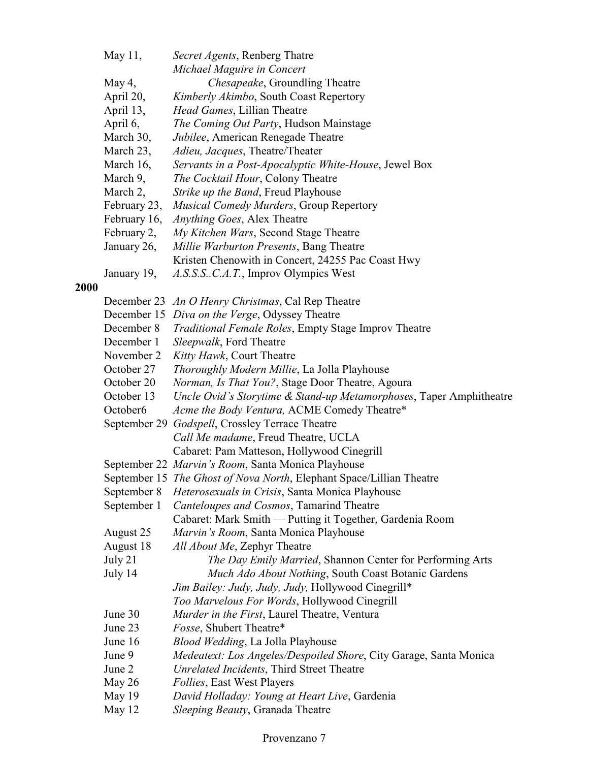May 11, *Secret Agents*, Renberg Thatre
*Michael Maguire in Concert*
May 4, *Chesapeake*, Groundling Theatre
April 20, *Kimberly Akimbo*, South Coast Repertory
April 13, *Head Games*, Lillian Theatre
April 6, *The Coming Out Party*, Hudson Mainstage
March 30, *Jubilee*, American Renegade Theatre
March 23, *Adieu, Jacques*, Theatre/Theater
March 16, *Servants in a Post-Apocalyptic White-House*, Jewel Box
March 9, *The Cocktail Hour*, Colony Theatre
March 2, *Strike up the Band*, Freud Playhouse
February 23, *Musical Comedy Murders*, Group Repertory
February 16, *Anything Goes*, Alex Theatre
February 2, *My Kitchen Wars*, Second Stage Theatre
January 26, *Millie Warburton Presents*, Bang Theatre
Kristen Chenowith in Concert, 24255 Pac Coast Hwy
January 19, *A.S.S.S..C.A.T.*, Improv Olympics West

**2000**

December 23 *An O Henry Christmas*, Cal Rep Theatre
December 15 *Diva on the Verge*, Odyssey Theatre
December 8 *Traditional Female Roles*, Empty Stage Improv Theatre
December 1 *Sleepwalk*, Ford Theatre
November 2 *Kitty Hawk*, Court Theatre
October 27 *Thoroughly Modern Millie*, La Jolla Playhouse
October 20 *Norman, Is That You?*, Stage Door Theatre, Agoura
October 13 *Uncle Ovid's Storytime & Stand-up Metamorphoses*, Taper Amphitheatre
October6 *Acme the Body Ventura,* ACME Comedy Theatre*
September 29 *Godspell*, Crossley Terrace Theatre
*Call Me madame*, Freud Theatre, UCLA
Cabaret: Pam Matteson, Hollywood Cinegrill
September 22 *Marvin's Room*, Santa Monica Playhouse
September 15 *The Ghost of Nova North*, Elephant Space/Lillian Theatre
September 8 *Heterosexuals in Crisis*, Santa Monica Playhouse
September 1 *Canteloupes and Cosmos*, Tamarind Theatre
Cabaret: Mark Smith — Putting it Together, Gardenia Room
August 25 *Marvin's Room*, Santa Monica Playhouse
August 18 *All About Me*, Zephyr Theatre
July 21 *The Day Emily Married*, Shannon Center for Performing Arts
July 14 *Much Ado About Nothing*, South Coast Botanic Gardens
*Jim Bailey: Judy, Judy, Judy,* Hollywood Cinegrill*
*Too Marvelous For Words*, Hollywood Cinegrill
June 30 *Murder in the First*, Laurel Theatre, Ventura
June 23 *Fosse*, Shubert Theatre*
June 16 *Blood Wedding*, La Jolla Playhouse
June 9 *Medeatext: Los Angeles/Despoiled Shore*, City Garage, Santa Monica
June 2 *Unrelated Incidents*, Third Street Theatre
May 26 *Follies*, East West Players
May 19 *David Holladay: Young at Heart Live*, Gardenia
May 12 *Sleeping Beauty*, Granada Theatre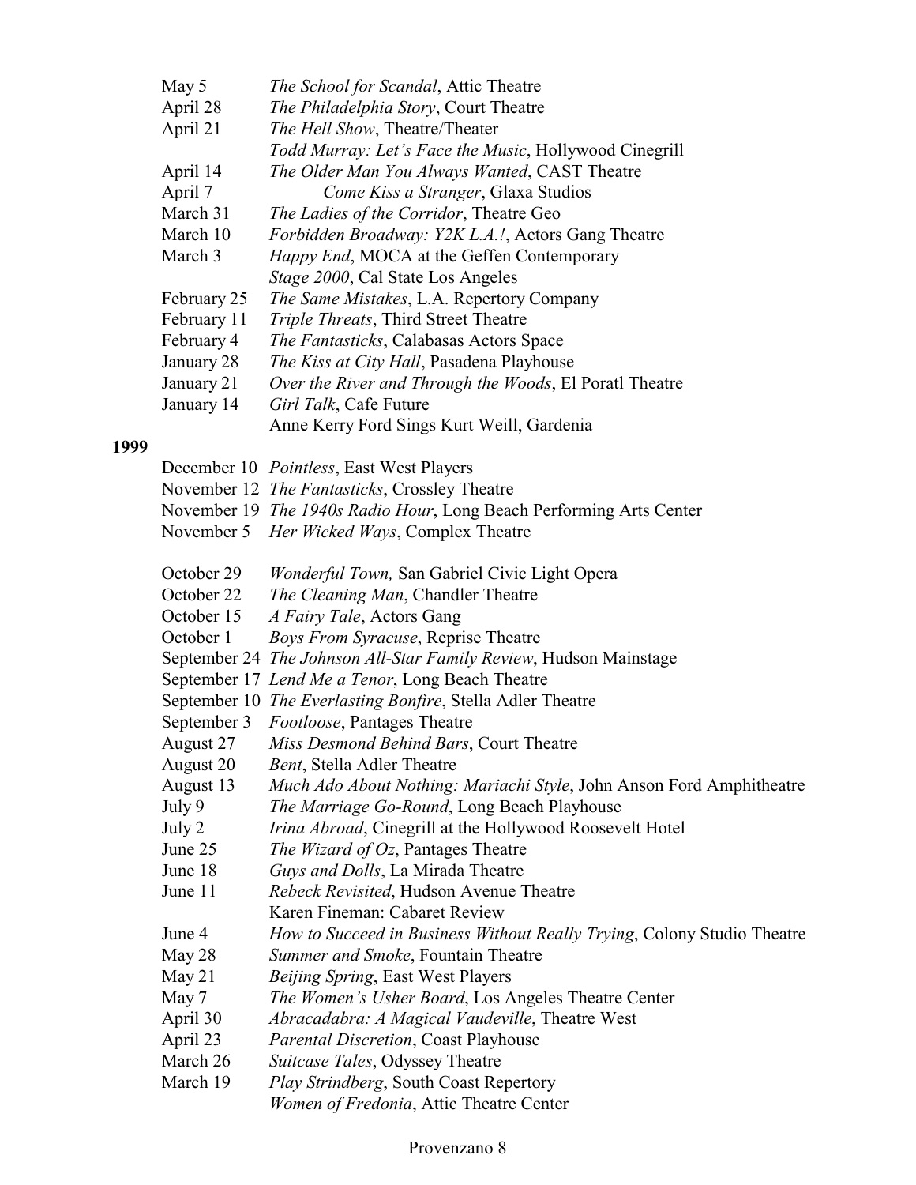May 5 *The School for Scandal*, Attic Theatre
April 28 *The Philadelphia Story*, Court Theatre
April 21 *The Hell Show*, Theatre/Theater
*Todd Murray: Let's Face the Music*, Hollywood Cinegrill
April 14 *The Older Man You Always Wanted*, CAST Theatre
April 7 *Come Kiss a Stranger*, Glaxa Studios
March 31 *The Ladies of the Corridor*, Theatre Geo
March 10 *Forbidden Broadway: Y2K L.A.!*, Actors Gang Theatre
March 3 *Happy End*, MOCA at the Geffen Contemporary
*Stage 2000*, Cal State Los Angeles
February 25 *The Same Mistakes*, L.A. Repertory Company
February 11 *Triple Threats*, Third Street Theatre
February 4 *The Fantasticks*, Calabasas Actors Space
January 28 *The Kiss at City Hall*, Pasadena Playhouse
January 21 *Over the River and Through the Woods*, El Poratl Theatre
January 14 *Girl Talk*, Cafe Future
Anne Kerry Ford Sings Kurt Weill, Gardenia

**1999**

December 10 *Pointless*, East West Players
November 12 *The Fantasticks*, Crossley Theatre
November 19 *The 1940s Radio Hour*, Long Beach Performing Arts Center
November 5 *Her Wicked Ways*, Complex Theatre

October 29 *Wonderful Town,* San Gabriel Civic Light Opera
October 22 *The Cleaning Man*, Chandler Theatre
October 15 *A Fairy Tale*, Actors Gang
October 1 *Boys From Syracuse*, Reprise Theatre
September 24 *The Johnson All-Star Family Review*, Hudson Mainstage
September 17 *Lend Me a Tenor*, Long Beach Theatre
September 10 *The Everlasting Bonfire*, Stella Adler Theatre
September 3 *Footloose*, Pantages Theatre
August 27 *Miss Desmond Behind Bars*, Court Theatre
August 20 *Bent*, Stella Adler Theatre
August 13 *Much Ado About Nothing: Mariachi Style*, John Anson Ford Amphitheatre
July 9 *The Marriage Go-Round*, Long Beach Playhouse
July 2 *Irina Abroad*, Cinegrill at the Hollywood Roosevelt Hotel
June 25 *The Wizard of Oz*, Pantages Theatre
June 18 *Guys and Dolls*, La Mirada Theatre
June 11 *Rebeck Revisited*, Hudson Avenue Theatre
Karen Fineman: Cabaret Review
June 4 *How to Succeed in Business Without Really Trying*, Colony Studio Theatre
May 28 *Summer and Smoke*, Fountain Theatre
May 21 *Beijing Spring*, East West Players
May 7 *The Women's Usher Board*, Los Angeles Theatre Center
April 30 *Abracadabra: A Magical Vaudeville*, Theatre West
April 23 *Parental Discretion*, Coast Playhouse
March 26 *Suitcase Tales*, Odyssey Theatre
March 19 *Play Strindberg*, South Coast Repertory
*Women of Fredonia*, Attic Theatre Center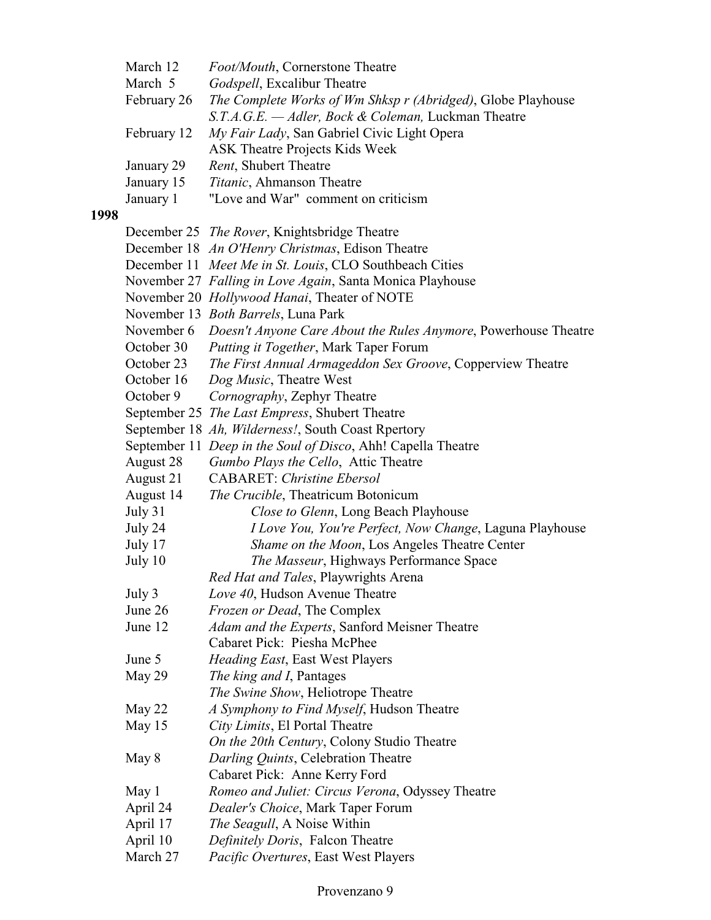March 12 *Foot/Mouth*, Cornerstone Theatre
March 5 *Godspell*, Excalibur Theatre
February 26 *The Complete Works of Wm Shksp r (Abridged)*, Globe Playhouse
*S.T.A.G.E. — Adler, Bock & Coleman,* Luckman Theatre
February 12 *My Fair Lady*, San Gabriel Civic Light Opera
ASK Theatre Projects Kids Week
January 29 *Rent*, Shubert Theatre
January 15 *Titanic*, Ahmanson Theatre
January 1 "Love and War" comment on criticism

**1998**

December 25 *The Rover*, Knightsbridge Theatre
December 18 *An O'Henry Christmas*, Edison Theatre
December 11 *Meet Me in St. Louis*, CLO Southbeach Cities
November 27 *Falling in Love Again*, Santa Monica Playhouse
November 20 *Hollywood Hanai*, Theater of NOTE
November 13 *Both Barrels*, Luna Park
November 6 *Doesn't Anyone Care About the Rules Anymore*, Powerhouse Theatre
October 30 *Putting it Together*, Mark Taper Forum
October 23 *The First Annual Armageddon Sex Groove*, Copperview Theatre
October 16 *Dog Music*, Theatre West
October 9 *Cornography*, Zephyr Theatre
September 25 *The Last Empress*, Shubert Theatre
September 18 *Ah, Wilderness!*, South Coast Rpertory
September 11 *Deep in the Soul of Disco*, Ahh! Capella Theatre
August 28 *Gumbo Plays the Cello*, Attic Theatre
August 21 CABARET: *Christine Ebersol*
August 14 *The Crucible*, Theatricum Botonicum
July 31 *Close to Glenn*, Long Beach Playhouse
July 24 *I Love You, You're Perfect, Now Change*, Laguna Playhouse
July 17 *Shame on the Moon*, Los Angeles Theatre Center
July 10 *The Masseur*, Highways Performance Space
*Red Hat and Tales*, Playwrights Arena
July 3 *Love 40*, Hudson Avenue Theatre
June 26 *Frozen or Dead*, The Complex
June 12 *Adam and the Experts*, Sanford Meisner Theatre
Cabaret Pick: Piesha McPhee
June 5 *Heading East*, East West Players
May 29 *The king and I*, Pantages
*The Swine Show*, Heliotrope Theatre
May 22 *A Symphony to Find Myself*, Hudson Theatre
May 15 *City Limits*, El Portal Theatre
*On the 20th Century*, Colony Studio Theatre
May 8 *Darling Quints*, Celebration Theatre
Cabaret Pick: Anne Kerry Ford
May 1 *Romeo and Juliet: Circus Verona*, Odyssey Theatre
April 24 *Dealer's Choice*, Mark Taper Forum
April 17 *The Seagull*, A Noise Within
April 10 *Definitely Doris*, Falcon Theatre
March 27 *Pacific Overtures*, East West Players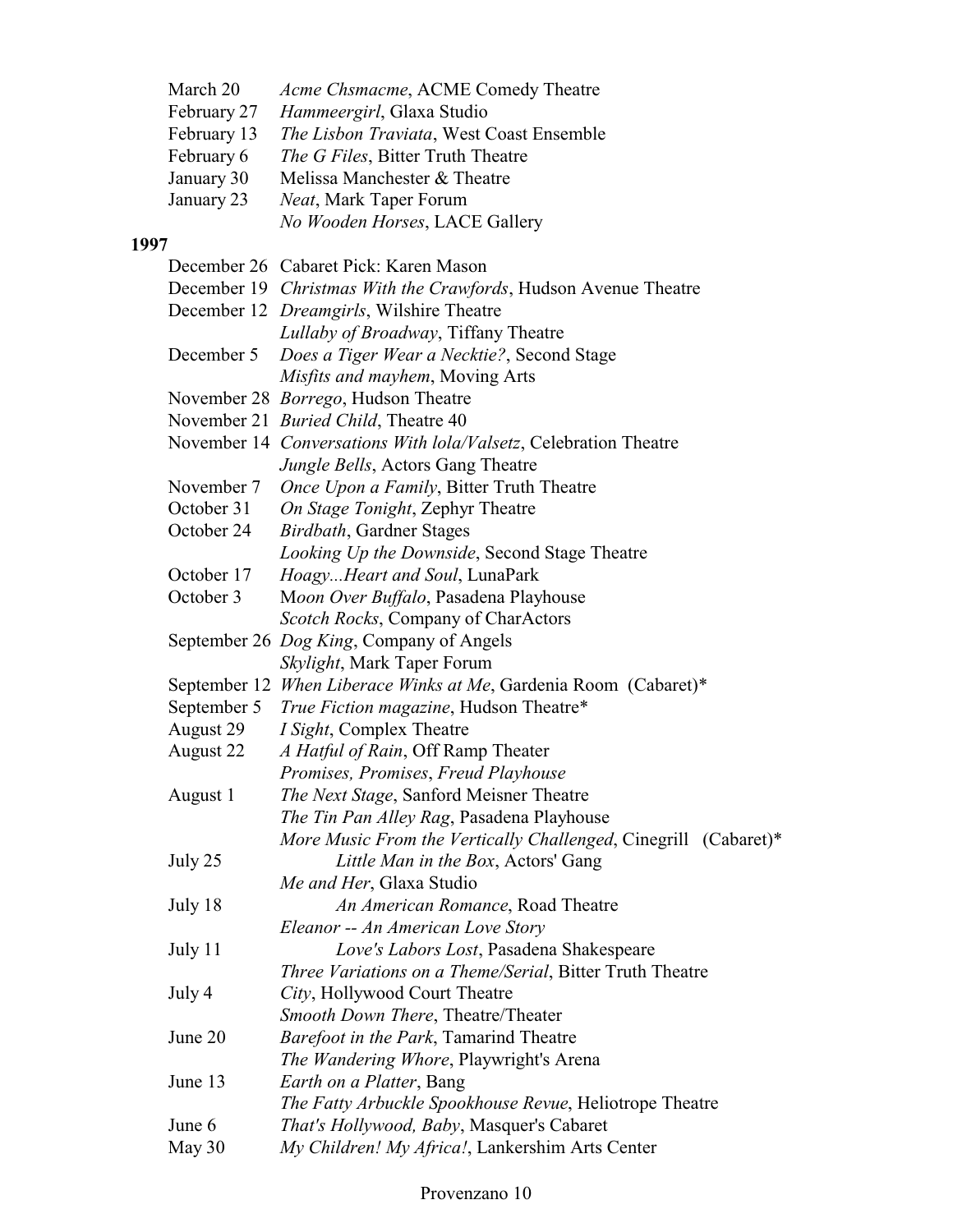March 20 *Acme Chsmacme*, ACME Comedy Theatre
February 27 *Hammeergirl*, Glaxa Studio
February 13 *The Lisbon Traviata*, West Coast Ensemble
February 6 *The G Files*, Bitter Truth Theatre
January 30 Melissa Manchester & Theatre
January 23 *Neat*, Mark Taper Forum
*No Wooden Horses*, LACE Gallery

**1997**

December 26 Cabaret Pick: Karen Mason
December 19 *Christmas With the Crawfords*, Hudson Avenue Theatre
December 12 *Dreamgirls*, Wilshire Theatre
*Lullaby of Broadway*, Tiffany Theatre
December 5 *Does a Tiger Wear a Necktie?*, Second Stage
*Misfits and mayhem*, Moving Arts
November 28 *Borrego*, Hudson Theatre
November 21 *Buried Child*, Theatre 40
November 14 *Conversations With lola/Valsetz*, Celebration Theatre
*Jungle Bells*, Actors Gang Theatre
November 7 *Once Upon a Family*, Bitter Truth Theatre
October 31 *On Stage Tonight*, Zephyr Theatre
October 24 *Birdbath*, Gardner Stages
*Looking Up the Downside*, Second Stage Theatre
October 17 *Hoagy...Heart and Soul*, LunaPark
October 3 M*oon Over Buffalo*, Pasadena Playhouse
*Scotch Rocks*, Company of CharActors
September 26 *Dog King*, Company of Angels
*Skylight*, Mark Taper Forum
September 12 *When Liberace Winks at Me*, Gardenia Room (Cabaret)*
September 5 *True Fiction magazine*, Hudson Theatre*
August 29 *I Sight*, Complex Theatre
August 22 *A Hatful of Rain*, Off Ramp Theater
*Promises, Promises*, *Freud Playhouse*
August 1 *The Next Stage*, Sanford Meisner Theatre
*The Tin Pan Alley Rag*, Pasadena Playhouse
*More Music From the Vertically Challenged*, Cinegrill (Cabaret)*
July 25 *Little Man in the Box*, Actors' Gang
*Me and Her*, Glaxa Studio
July 18 *An American Romance*, Road Theatre
*Eleanor -- An American Love Story*
July 11 *Love's Labors Lost*, Pasadena Shakespeare
*Three Variations on a Theme/Serial*, Bitter Truth Theatre
July 4 *City*, Hollywood Court Theatre
*Smooth Down There*, Theatre/Theater
June 20 *Barefoot in the Park*, Tamarind Theatre
*The Wandering Whore*, Playwright's Arena
June 13 *Earth on a Platter*, Bang
*The Fatty Arbuckle Spookhouse Revue*, Heliotrope Theatre
June 6 *That's Hollywood, Baby*, Masquer's Cabaret
May 30 *My Children! My Africa!*, Lankershim Arts Center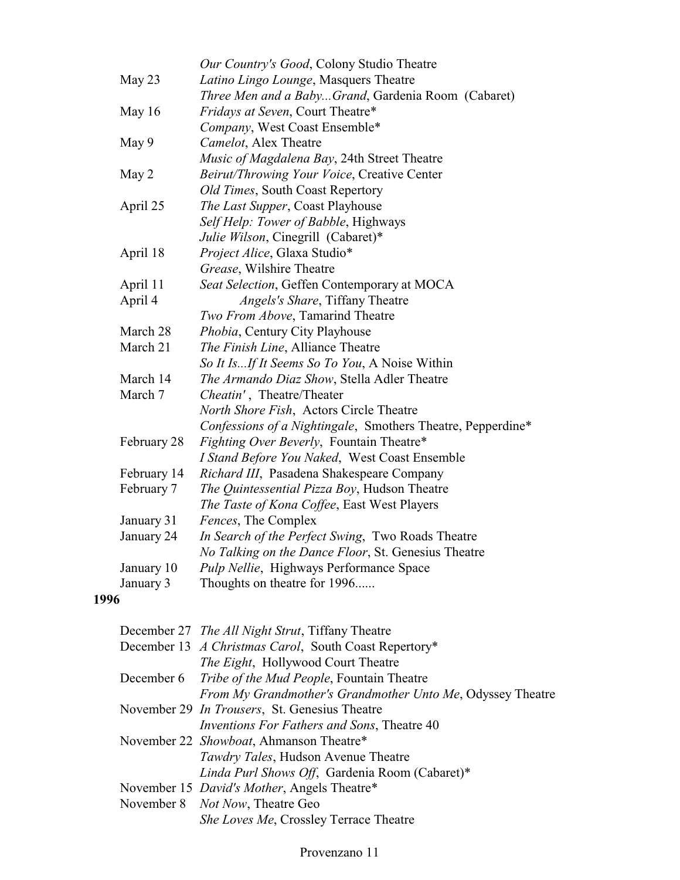| | |
|---|---|
| | *Our Country's Good*, Colony Studio Theatre |
| May 23 | *Latino Lingo Lounge*, Masquers Theatre |
| | *Three Men and a Baby...Grand*, Gardenia Room (Cabaret) |
| May 16 | *Fridays at Seven*, Court Theatre* |
| | *Company*, West Coast Ensemble* |
| May 9 | *Camelot*, Alex Theatre |
| | *Music of Magdalena Bay*, 24th Street Theatre |
| May 2 | *Beirut/Throwing Your Voice*, Creative Center |
| | *Old Times*, South Coast Repertory |
| April 25 | *The Last Supper*, Coast Playhouse |
| | *Self Help: Tower of Babble*, Highways |
| | *Julie Wilson*, Cinegrill (Cabaret)* |
| April 18 | *Project Alice*, Glaxa Studio* |
| | *Grease*, Wilshire Theatre |
| April 11 | *Seat Selection*, Geffen Contemporary at MOCA |
| April 4 | *Angels's Share*, Tiffany Theatre |
| | *Two From Above*, Tamarind Theatre |
| March 28 | *Phobia*, Century City Playhouse |
| March 21 | *The Finish Line*, Alliance Theatre |
| | *So It Is...If It Seems So To You*, A Noise Within |
| March 14 | *The Armando Diaz Show*, Stella Adler Theatre |
| March 7 | *Cheatin'* , Theatre/Theater |
| | *North Shore Fish*, Actors Circle Theatre |
| | *Confessions of a Nightingale*, Smothers Theatre, Pepperdine* |
| February 28 | *Fighting Over Beverly*, Fountain Theatre* |
| | *I Stand Before You Naked*, West Coast Ensemble |
| February 14 | *Richard III*, Pasadena Shakespeare Company |
| February 7 | *The Quintessential Pizza Boy*, Hudson Theatre |
| | *The Taste of Kona Coffee*, East West Players |
| January 31 | *Fences*, The Complex |
| January 24 | *In Search of the Perfect Swing*, Two Roads Theatre |
| | *No Talking on the Dance Floor*, St. Genesius Theatre |
| January 10 | *Pulp Nellie*, Highways Performance Space |
| January 3 | Thoughts on theatre for 1996...... |

**1996**

| | |
|---|---|
| December 27 | *The All Night Strut*, Tiffany Theatre |
| December 13 | *A Christmas Carol*, South Coast Repertory* |
| | *The Eight*, Hollywood Court Theatre |
| December 6 | *Tribe of the Mud People*, Fountain Theatre |
| | *From My Grandmother's Grandmother Unto Me*, Odyssey Theatre |
| November 29 | *In Trousers*, St. Genesius Theatre |
| | *Inventions For Fathers and Sons*, Theatre 40 |
| November 22 | *Showboat*, Ahmanson Theatre* |
| | *Tawdry Tales*, Hudson Avenue Theatre |
| | *Linda Purl Shows Off*, Gardenia Room (Cabaret)* |
| November 15 | *David's Mother*, Angels Theatre* |
| November 8 | *Not Now*, Theatre Geo |
| | *She Loves Me*, Crossley Terrace Theatre |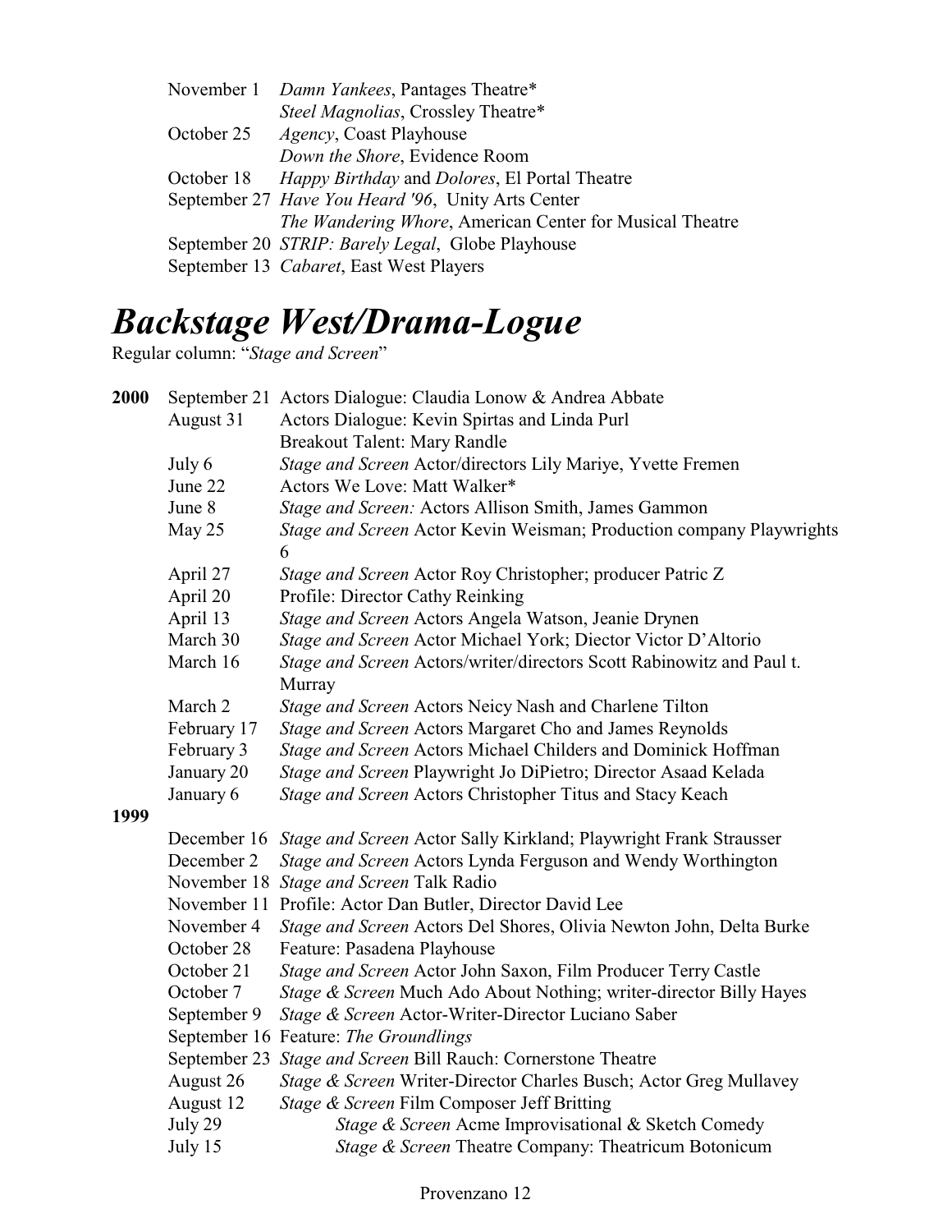| | |
|---|---|
| November 1 | *Damn Yankees*, Pantages Theatre* |
| | *Steel Magnolias*, Crossley Theatre* |
| October 25 | *Agency*, Coast Playhouse |
| | *Down the Shore*, Evidence Room |
| October 18 | *Happy Birthday* and *Dolores*, El Portal Theatre |
| September 27 | *Have You Heard '96*, Unity Arts Center |
| | *The Wandering Whore*, American Center for Musical Theatre |
| September 20 | *STRIP: Barely Legal*, Globe Playhouse |
| September 13 | *Cabaret*, East West Players |

# *Backstage West/Drama-Logue*

Regular column: "*Stage and Screen*"

| | | |
|---|---|---|
| **2000** | September 21 | Actors Dialogue: Claudia Lonow & Andrea Abbate |
| | August 31 | Actors Dialogue: Kevin Spirtas and Linda Purl |
| | | Breakout Talent: Mary Randle |
| | July 6 | *Stage and Screen* Actor/directors Lily Mariye, Yvette Fremen |
| | June 22 | Actors We Love: Matt Walker* |
| | June 8 | *Stage and Screen:* Actors Allison Smith, James Gammon |
| | May 25 | *Stage and Screen* Actor Kevin Weisman; Production company Playwrights 6 |
| | April 27 | *Stage and Screen* Actor Roy Christopher; producer Patric Z |
| | April 20 | Profile: Director Cathy Reinking |
| | April 13 | *Stage and Screen* Actors Angela Watson, Jeanie Drynen |
| | March 30 | *Stage and Screen* Actor Michael York; Diector Victor D'Altorio |
| | March 16 | *Stage and Screen* Actors/writer/directors Scott Rabinowitz and Paul t. Murray |
| | March 2 | *Stage and Screen* Actors Neicy Nash and Charlene Tilton |
| | February 17 | *Stage and Screen* Actors Margaret Cho and James Reynolds |
| | February 3 | *Stage and Screen* Actors Michael Childers and Dominick Hoffman |
| | January 20 | *Stage and Screen* Playwright Jo DiPietro; Director Asaad Kelada |
| | January 6 | *Stage and Screen* Actors Christopher Titus and Stacy Keach |
| **1999** | | |
| | December 16 | *Stage and Screen* Actor Sally Kirkland; Playwright Frank Strausser |
| | December 2 | *Stage and Screen* Actors Lynda Ferguson and Wendy Worthington |
| | November 18 | *Stage and Screen* Talk Radio |
| | November 11 | Profile: Actor Dan Butler, Director David Lee |
| | November 4 | *Stage and Screen* Actors Del Shores, Olivia Newton John, Delta Burke |
| | October 28 | Feature: Pasadena Playhouse |
| | October 21 | *Stage and Screen* Actor John Saxon, Film Producer Terry Castle |
| | October 7 | *Stage & Screen* Much Ado About Nothing; writer-director Billy Hayes |
| | September 9 | *Stage & Screen* Actor-Writer-Director Luciano Saber |
| | September 16 | Feature: *The Groundlings* |
| | September 23 | *Stage and Screen* Bill Rauch: Cornerstone Theatre |
| | August 26 | *Stage & Screen* Writer-Director Charles Busch; Actor Greg Mullavey |
| | August 12 | *Stage & Screen* Film Composer Jeff Britting |
| | July 29 | *Stage & Screen* Acme Improvisational & Sketch Comedy |
| | July 15 | *Stage & Screen* Theatre Company: Theatricum Botonicum |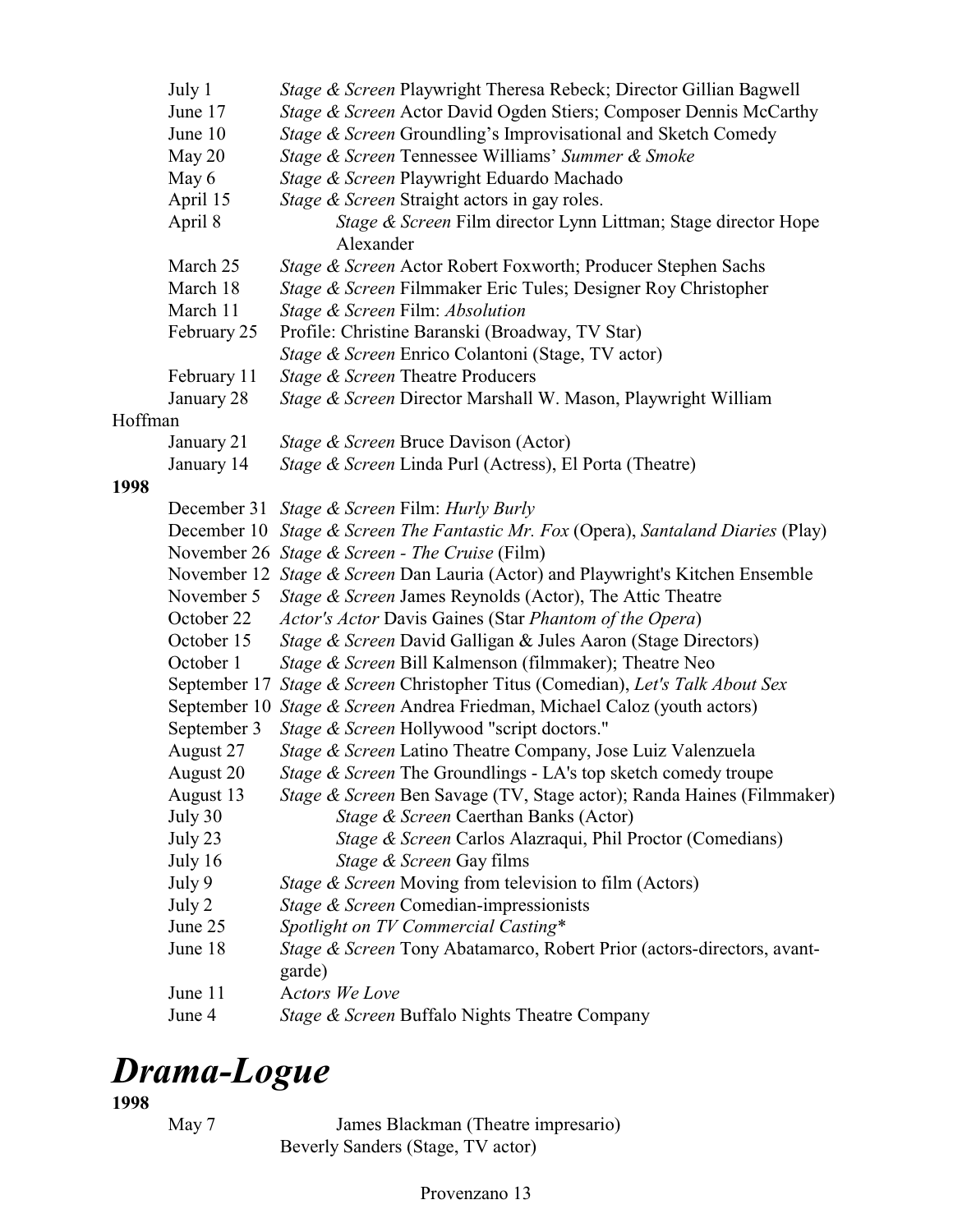July 1 *Stage & Screen* Playwright Theresa Rebeck; Director Gillian Bagwell
June 17 *Stage & Screen* Actor David Ogden Stiers; Composer Dennis McCarthy
June 10 *Stage & Screen* Groundling's Improvisational and Sketch Comedy
May 20 *Stage & Screen* Tennessee Williams' *Summer & Smoke*
May 6 *Stage & Screen* Playwright Eduardo Machado
April 15 *Stage & Screen* Straight actors in gay roles.
April 8 *Stage & Screen* Film director Lynn Littman; Stage director Hope Alexander
March 25 *Stage & Screen* Actor Robert Foxworth; Producer Stephen Sachs
March 18 *Stage & Screen* Filmmaker Eric Tules; Designer Roy Christopher
March 11 *Stage & Screen* Film: *Absolution*
February 25 Profile: Christine Baranski (Broadway, TV Star)
*Stage & Screen* Enrico Colantoni (Stage, TV actor)
February 11 *Stage & Screen* Theatre Producers
January 28 *Stage & Screen* Director Marshall W. Mason, Playwright William Hoffman
January 21 *Stage & Screen* Bruce Davison (Actor)
January 14 *Stage & Screen* Linda Purl (Actress), El Porta (Theatre)

**1998**

December 31 *Stage & Screen* Film: *Hurly Burly*
December 10 *Stage & Screen The Fantastic Mr. Fox* (Opera), *Santaland Diaries* (Play)
November 26 *Stage & Screen - The Cruise* (Film)
November 12 *Stage & Screen* Dan Lauria (Actor) and Playwright's Kitchen Ensemble
November 5 *Stage & Screen* James Reynolds (Actor), The Attic Theatre
October 22 *Actor's Actor* Davis Gaines (Star *Phantom of the Opera*)
October 15 *Stage & Screen* David Galligan & Jules Aaron (Stage Directors)
October 1 *Stage & Screen* Bill Kalmenson (filmmaker); Theatre Neo
September 17 *Stage & Screen* Christopher Titus (Comedian), *Let's Talk About Sex*
September 10 *Stage & Screen* Andrea Friedman, Michael Caloz (youth actors)
September 3 *Stage & Screen* Hollywood "script doctors."
August 27 *Stage & Screen* Latino Theatre Company, Jose Luiz Valenzuela
August 20 *Stage & Screen* The Groundlings - LA's top sketch comedy troupe
August 13 *Stage & Screen* Ben Savage (TV, Stage actor); Randa Haines (Filmmaker)
July 30 *Stage & Screen* Caerthan Banks (Actor)
July 23 *Stage & Screen* Carlos Alazraqui, Phil Proctor (Comedians)
July 16 *Stage & Screen* Gay films
July 9 *Stage & Screen* Moving from television to film (Actors)
July 2 *Stage & Screen* Comedian-impressionists
June 25 *Spotlight on TV Commercial Casting**
June 18 *Stage & Screen* Tony Abatamarco, Robert Prior (actors-directors, avant-garde)
June 11 *Actors We Love*
June 4 *Stage & Screen* Buffalo Nights Theatre Company

# *Drama-Logue*

**1998**

May 7 James Blackman (Theatre impresario)
Beverly Sanders (Stage, TV actor)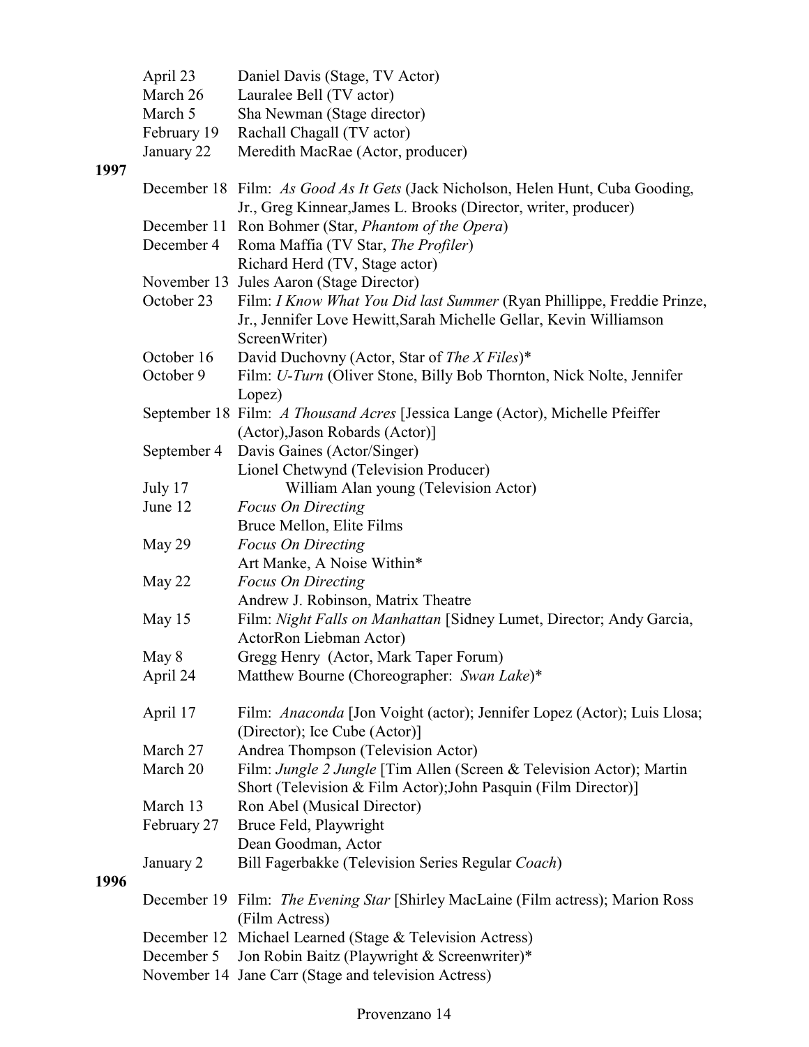| | |
|---|---|
| April 23 | Daniel Davis (Stage, TV Actor) |
| March 26 | Lauralee Bell (TV actor) |
| March 5 | Sha Newman (Stage director) |
| February 19 | Rachall Chagall (TV actor) |
| January 22 | Meredith MacRae (Actor, producer) |

**1997**

| | |
|---|---|
| December 18 | Film: *As Good As It Gets* (Jack Nicholson, Helen Hunt, Cuba Gooding, Jr., Greg Kinnear,James L. Brooks (Director, writer, producer) |
| December 11 | Ron Bohmer (Star, *Phantom of the Opera*) |
| December 4 | Roma Maffia (TV Star, *The Profiler*)<br>Richard Herd (TV, Stage actor) |
| November 13 | Jules Aaron (Stage Director) |
| October 23 | Film: *I Know What You Did last Summer* (Ryan Phillippe, Freddie Prinze, Jr., Jennifer Love Hewitt,Sarah Michelle Gellar, Kevin Williamson ScreenWriter) |
| October 16 | David Duchovny (Actor, Star of *The X Files*)* |
| October 9 | Film: *U-Turn* (Oliver Stone, Billy Bob Thornton, Nick Nolte, Jennifer Lopez) |
| September 18 | Film: *A Thousand Acres* [Jessica Lange (Actor), Michelle Pfeiffer (Actor),Jason Robards (Actor)] |
| September 4 | Davis Gaines (Actor/Singer)<br>Lionel Chetwynd (Television Producer) |
| July 17 | William Alan young (Television Actor) |
| June 12 | *Focus On Directing*<br>Bruce Mellon, Elite Films |
| May 29 | *Focus On Directing*<br>Art Manke, A Noise Within* |
| May 22 | *Focus On Directing*<br>Andrew J. Robinson, Matrix Theatre |
| May 15 | Film: *Night Falls on Manhattan* [Sidney Lumet, Director; Andy Garcia, ActorRon Liebman Actor) |
| May 8 | Gregg Henry (Actor, Mark Taper Forum) |
| April 24 | Matthew Bourne (Choreographer: *Swan Lake*)* |
| April 17 | Film: *Anaconda* [Jon Voight (actor); Jennifer Lopez (Actor); Luis Llosa; (Director); Ice Cube (Actor)] |
| March 27 | Andrea Thompson (Television Actor) |
| March 20 | Film: *Jungle 2 Jungle* [Tim Allen (Screen & Television Actor); Martin Short (Television & Film Actor);John Pasquin (Film Director)] |
| March 13 | Ron Abel (Musical Director) |
| February 27 | Bruce Feld, Playwright<br>Dean Goodman, Actor |
| January 2 | Bill Fagerbakke (Television Series Regular *Coach*) |

**1996**

| | |
|---|---|
| December 19 | Film: *The Evening Star* [Shirley MacLaine (Film actress); Marion Ross (Film Actress) |
| December 12 | Michael Learned (Stage & Television Actress) |
| December 5 | Jon Robin Baitz (Playwright & Screenwriter)* |
| November 14 | Jane Carr (Stage and television Actress) |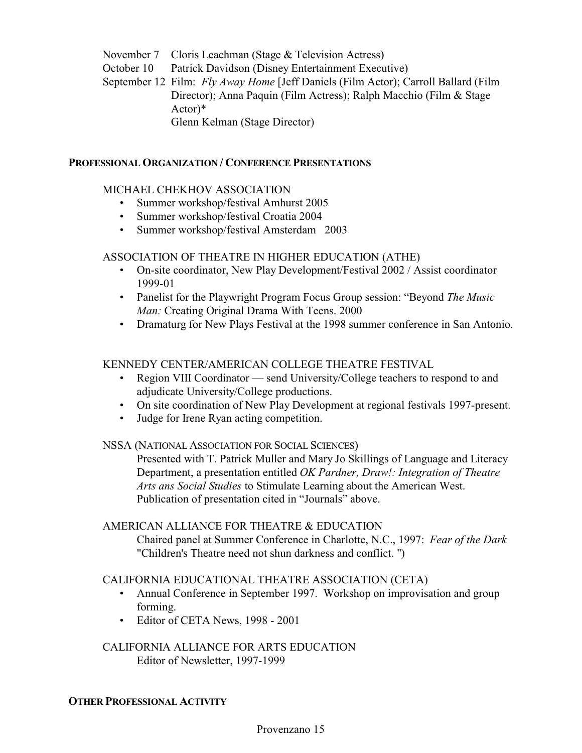November 7 Cloris Leachman (Stage & Television Actress)
October 10 Patrick Davidson (Disney Entertainment Executive)
September 12 Film: *Fly Away Home* [Jeff Daniels (Film Actor); Carroll Ballard (Film Director); Anna Paquin (Film Actress); Ralph Macchio (Film & Stage Actor)*
Glenn Kelman (Stage Director)

**PROFESSIONAL ORGANIZATION / CONFERENCE PRESENTATIONS**

MICHAEL CHEKHOV ASSOCIATION

- Summer workshop/festival Amhurst 2005
- Summer workshop/festival Croatia 2004
- Summer workshop/festival Amsterdam 2003

ASSOCIATION OF THEATRE IN HIGHER EDUCATION (ATHE)

- On-site coordinator, New Play Development/Festival 2002 / Assist coordinator 1999-01
- Panelist for the Playwright Program Focus Group session: "Beyond *The Music Man:* Creating Original Drama With Teens. 2000
- Dramaturg for New Plays Festival at the 1998 summer conference in San Antonio.

KENNEDY CENTER/AMERICAN COLLEGE THEATRE FESTIVAL

- Region VIII Coordinator — send University/College teachers to respond to and adjudicate University/College productions.
- On site coordination of New Play Development at regional festivals 1997-present.
- Judge for Irene Ryan acting competition.

NSSA (NATIONAL ASSOCIATION FOR SOCIAL SCIENCES)

Presented with T. Patrick Muller and Mary Jo Skillings of Language and Literacy Department, a presentation entitled *OK Pardner, Draw!: Integration of Theatre Arts ans Social Studies* to Stimulate Learning about the American West. Publication of presentation cited in "Journals" above.

AMERICAN ALLIANCE FOR THEATRE & EDUCATION

Chaired panel at Summer Conference in Charlotte, N.C., 1997: *Fear of the Dark* "Children's Theatre need not shun darkness and conflict. ")

CALIFORNIA EDUCATIONAL THEATRE ASSOCIATION (CETA)

- Annual Conference in September 1997. Workshop on improvisation and group forming.
- Editor of CETA News, 1998 - 2001

CALIFORNIA ALLIANCE FOR ARTS EDUCATION

Editor of Newsletter, 1997-1999

**OTHER PROFESSIONAL ACTIVITY**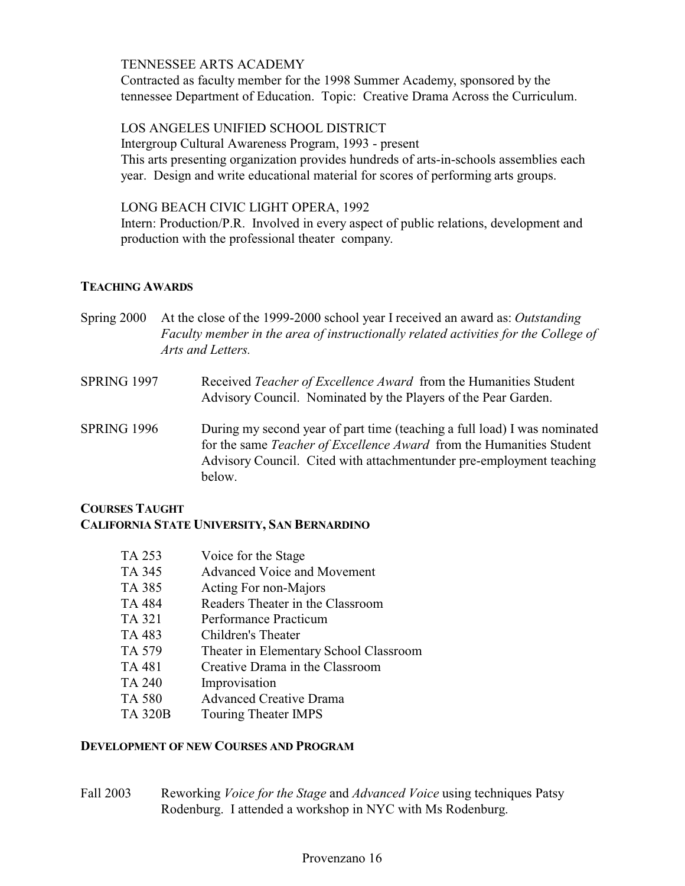TENNESSEE ARTS ACADEMY
Contracted as faculty member for the 1998 Summer Academy, sponsored by the tennessee Department of Education. Topic: Creative Drama Across the Curriculum.

LOS ANGELES UNIFIED SCHOOL DISTRICT
Intergroup Cultural Awareness Program, 1993 - present
This arts presenting organization provides hundreds of arts-in-schools assemblies each year. Design and write educational material for scores of performing arts groups.

LONG BEACH CIVIC LIGHT OPERA, 1992
Intern: Production/P.R. Involved in every aspect of public relations, development and production with the professional theater company.

**TEACHING AWARDS**

Spring 2000 At the close of the 1999-2000 school year I received an award as: *Outstanding Faculty member in the area of instructionally related activities for the College of Arts and Letters.*

SPRING 1997 Received *Teacher of Excellence Award* from the Humanities Student Advisory Council. Nominated by the Players of the Pear Garden.

SPRING 1996 During my second year of part time (teaching a full load) I was nominated for the same *Teacher of Excellence Award* from the Humanities Student Advisory Council. Cited with attachmentunder pre-employment teaching below.

**COURSES TAUGHT**
**CALIFORNIA STATE UNIVERSITY, SAN BERNARDINO**

TA 253 Voice for the Stage
TA 345 Advanced Voice and Movement
TA 385 Acting For non-Majors
TA 484 Readers Theater in the Classroom
TA 321 Performance Practicum
TA 483 Children's Theater
TA 579 Theater in Elementary School Classroom
TA 481 Creative Drama in the Classroom
TA 240 Improvisation
TA 580 Advanced Creative Drama
TA 320B Touring Theater IMPS

**DEVELOPMENT OF NEW COURSES AND PROGRAM**

Fall 2003 Reworking *Voice for the Stage* and *Advanced Voice* using techniques Patsy Rodenburg. I attended a workshop in NYC with Ms Rodenburg.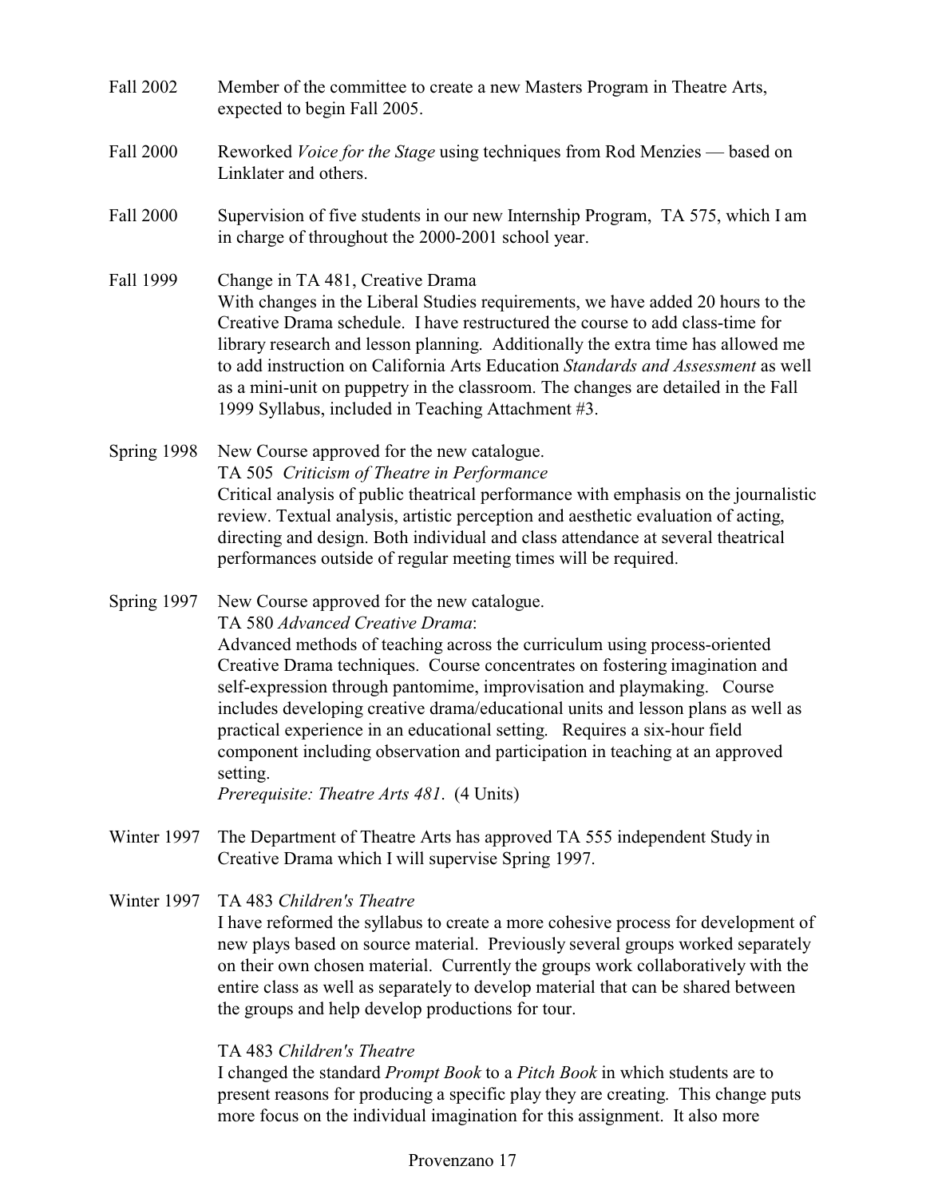**Fall 2002** Member of the committee to create a new Masters Program in Theatre Arts, expected to begin Fall 2005.

**Fall 2000** Reworked *Voice for the Stage* using techniques from Rod Menzies — based on Linklater and others.

**Fall 2000** Supervision of five students in our new Internship Program, TA 575, which I am in charge of throughout the 2000-2001 school year.

**Fall 1999** Change in TA 481, Creative Drama
With changes in the Liberal Studies requirements, we have added 20 hours to the Creative Drama schedule. I have restructured the course to add class-time for library research and lesson planning. Additionally the extra time has allowed me to add instruction on California Arts Education *Standards and Assessment* as well as a mini-unit on puppetry in the classroom. The changes are detailed in the Fall 1999 Syllabus, included in Teaching Attachment #3.

**Spring 1998** New Course approved for the new catalogue.
TA 505 *Criticism of Theatre in Performance*
Critical analysis of public theatrical performance with emphasis on the journalistic review. Textual analysis, artistic perception and aesthetic evaluation of acting, directing and design. Both individual and class attendance at several theatrical performances outside of regular meeting times will be required.

**Spring 1997** New Course approved for the new catalogue.
TA 580 *Advanced Creative Drama*:
Advanced methods of teaching across the curriculum using process-oriented Creative Drama techniques. Course concentrates on fostering imagination and self-expression through pantomime, improvisation and playmaking. Course includes developing creative drama/educational units and lesson plans as well as practical experience in an educational setting. Requires a six-hour field component including observation and participation in teaching at an approved setting.
*Prerequisite: Theatre Arts 481*. (4 Units)

**Winter 1997** The Department of Theatre Arts has approved TA 555 independent Study in Creative Drama which I will supervise Spring 1997.

**Winter 1997** TA 483 *Children's Theatre*
I have reformed the syllabus to create a more cohesive process for development of new plays based on source material. Previously several groups worked separately on their own chosen material. Currently the groups work collaboratively with the entire class as well as separately to develop material that can be shared between the groups and help develop productions for tour.

TA 483 *Children's Theatre*
I changed the standard *Prompt Book* to a *Pitch Book* in which students are to present reasons for producing a specific play they are creating. This change puts more focus on the individual imagination for this assignment. It also more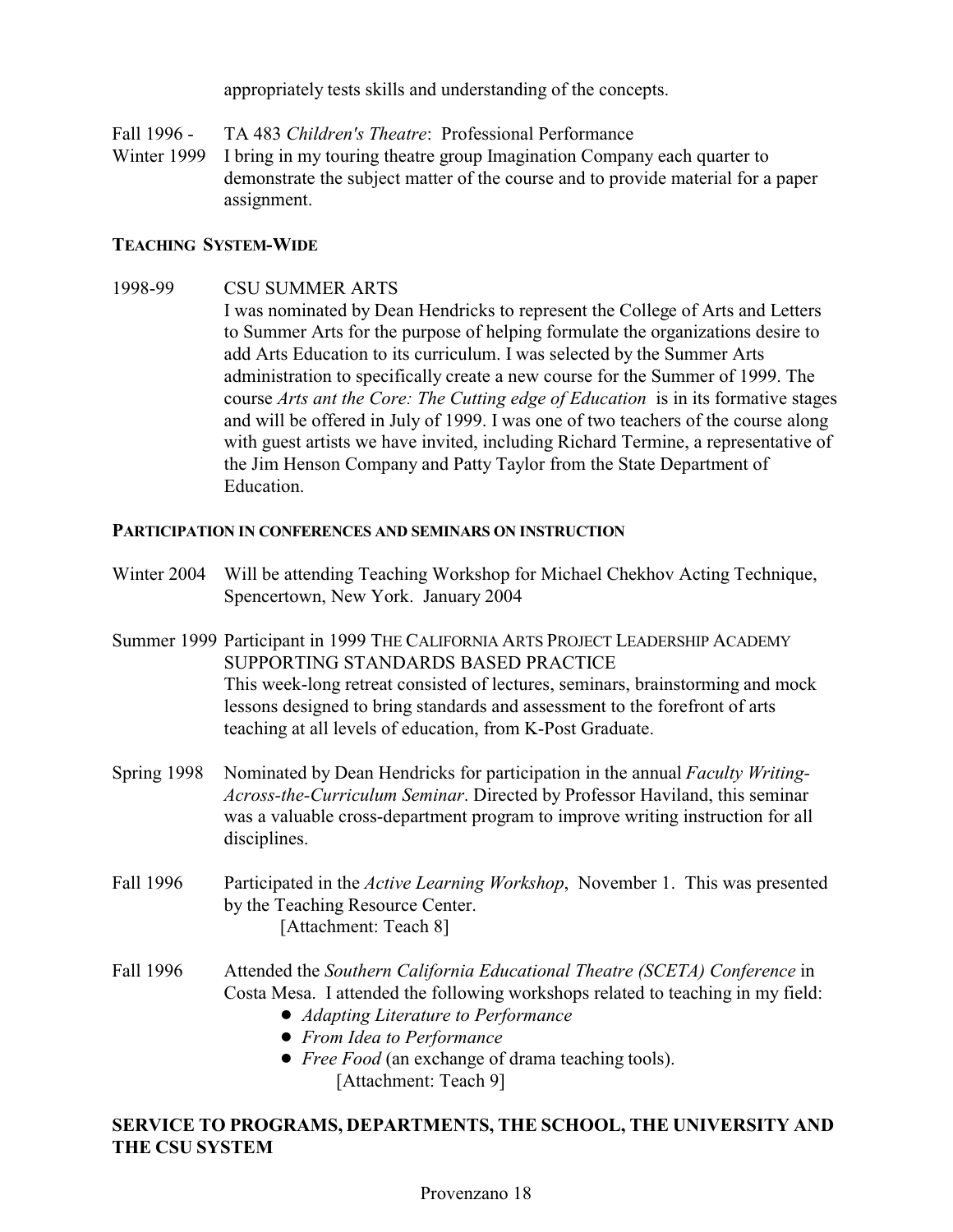appropriately tests skills and understanding of the concepts.

Fall 1996 - Winter 1999 TA 483 *Children's Theatre*: Professional Performance
I bring in my touring theatre group Imagination Company each quarter to demonstrate the subject matter of the course and to provide material for a paper assignment.

**TEACHING SYSTEM-WIDE**

1998-99 CSU SUMMER ARTS
I was nominated by Dean Hendricks to represent the College of Arts and Letters to Summer Arts for the purpose of helping formulate the organizations desire to add Arts Education to its curriculum. I was selected by the Summer Arts administration to specifically create a new course for the Summer of 1999. The course *Arts ant the Core: The Cutting edge of Education* is in its formative stages and will be offered in July of 1999. I was one of two teachers of the course along with guest artists we have invited, including Richard Termine, a representative of the Jim Henson Company and Patty Taylor from the State Department of Education.

**PARTICIPATION IN CONFERENCES AND SEMINARS ON INSTRUCTION**

Winter 2004 Will be attending Teaching Workshop for Michael Chekhov Acting Technique, Spencertown, New York. January 2004

Summer 1999 Participant in 1999 THE CALIFORNIA ARTS PROJECT LEADERSHIP ACADEMY SUPPORTING STANDARDS BASED PRACTICE
This week-long retreat consisted of lectures, seminars, brainstorming and mock lessons designed to bring standards and assessment to the forefront of arts teaching at all levels of education, from K-Post Graduate.

Spring 1998 Nominated by Dean Hendricks for participation in the annual *Faculty Writing-Across-the-Curriculum Seminar*. Directed by Professor Haviland, this seminar was a valuable cross-department program to improve writing instruction for all disciplines.

Fall 1996 Participated in the *Active Learning Workshop*, November 1. This was presented by the Teaching Resource Center.
[Attachment: Teach 8]

Fall 1996 Attended the *Southern California Educational Theatre (SCETA) Conference* in Costa Mesa. I attended the following workshops related to teaching in my field:

- *Adapting Literature to Performance*
- *From Idea to Performance*
- *Free Food* (an exchange of drama teaching tools).

[Attachment: Teach 9]

## SERVICE TO PROGRAMS, DEPARTMENTS, THE SCHOOL, THE UNIVERSITY AND THE CSU SYSTEM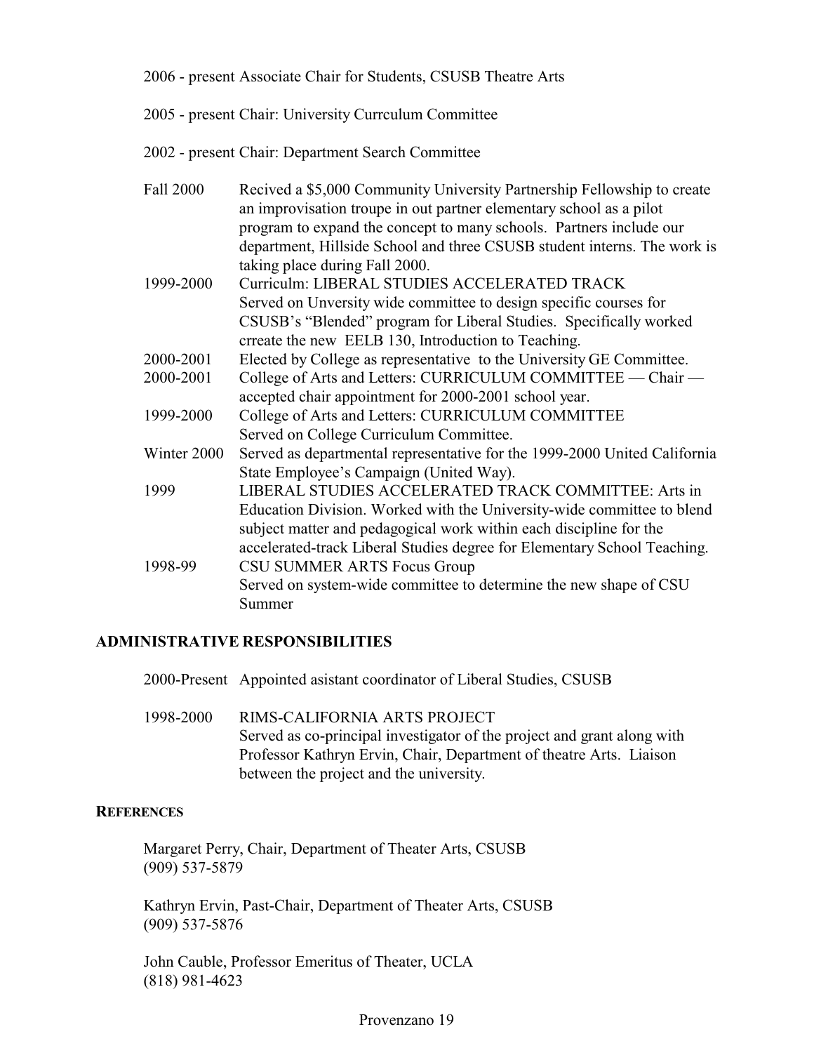2006 - present Associate Chair for Students, CSUSB Theatre Arts

2005 - present Chair: University Currculum Committee

2002 - present Chair: Department Search Committee

| | |
|---|---|
| Fall 2000 | Recived a $5,000 Community University Partnership Fellowship to create an improvisation troupe in out partner elementary school as a pilot program to expand the concept to many schools. Partners include our department, Hillside School and three CSUSB student interns. The work is taking place during Fall 2000. |
| 1999-2000 | Curriculm: LIBERAL STUDIES ACCELERATED TRACK<br>Served on Unversity wide committee to design specific courses for CSUSB's "Blended" program for Liberal Studies. Specifically worked crreate the new EELB 130, Introduction to Teaching. |
| 2000-2001 | Elected by College as representative to the University GE Committee. |
| 2000-2001 | College of Arts and Letters: CURRICULUM COMMITTEE — Chair — accepted chair appointment for 2000-2001 school year. |
| 1999-2000 | College of Arts and Letters: CURRICULUM COMMITTEE<br>Served on College Curriculum Committee. |
| Winter 2000 | Served as departmental representative for the 1999-2000 United California State Employee's Campaign (United Way). |
| 1999 | LIBERAL STUDIES ACCELERATED TRACK COMMITTEE: Arts in Education Division. Worked with the University-wide committee to blend subject matter and pedagogical work within each discipline for the accelerated-track Liberal Studies degree for Elementary School Teaching. |
| 1998-99 | CSU SUMMER ARTS Focus Group<br>Served on system-wide committee to determine the new shape of CSU Summer |

## ADMINISTRATIVE RESPONSIBILITIES

| | |
|---|---|
| 2000-Present | Appointed asistant coordinator of Liberal Studies, CSUSB |
| 1998-2000 | RIMS-CALIFORNIA ARTS PROJECT<br>Served as co-principal investigator of the project and grant along with Professor Kathryn Ervin, Chair, Department of theatre Arts. Liaison between the project and the university. |

## REFERENCES

Margaret Perry, Chair, Department of Theater Arts, CSUSB
(909) 537-5879

Kathryn Ervin, Past-Chair, Department of Theater Arts, CSUSB
(909) 537-5876

John Cauble, Professor Emeritus of Theater, UCLA
(818) 981-4623